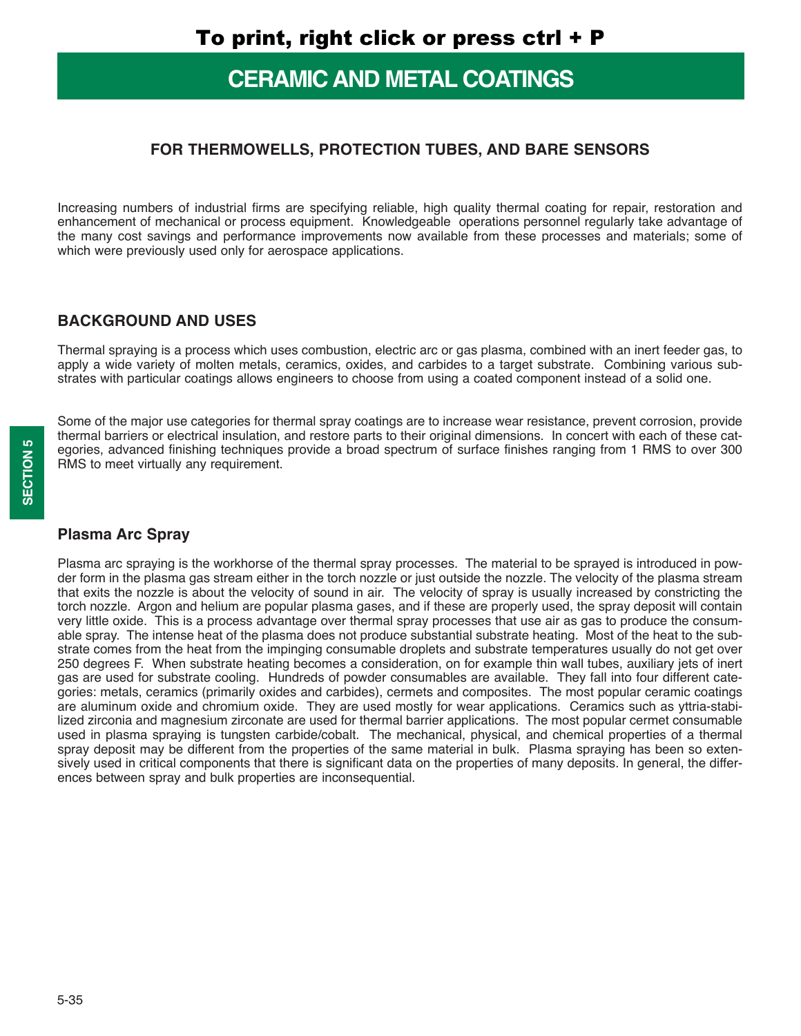# CERAMIC AND METAL COATINGS

## FOR THERMOWELLS, PROTECTION TUBES, AND BARE SENSORS

Increasing numbers of industrial firms are specifying reliable, high quality thermal coating for repair, restoration and enhancement of mechanical or process equipment. Knowledgeable operations personnel regularly take advantage of the many cost savings and performance improvements now available from these processes and materials; some of which were previously used only for aerospace applications.

## BACKGROUND AND USES

Thermal spraying is a process which uses combustion, electric arc or gas plasma, combined with an inert feeder gas, to apply a wide variety of molten metals, ceramics, oxides, and carbides to a target substrate. Combining various substrates with particular coatings allows engineers to choose from using a coated component instead of a solid one.

Some of the major use categories for thermal spray coatings are to increase wear resistance, prevent corrosion, provide thermal barriers or electrical insulation, and restore parts to their original dimensions. In concert with each of these categories, advanced finishing techniques provide a broad spectrum of surface finishes ranging from 1 RMS to over 300 RMS to meet virtually any requirement.

### Plasma Arc Spray

Plasma arc spraying is the workhorse of the thermal spray processes. The material to be sprayed is introduced in powder form in the plasma gas stream either in the torch nozzle or just outside the nozzle. The velocity of the plasma stream that exits the nozzle is about the velocity of sound in air. The velocity of spray is usually increased by constricting the torch nozzle. Argon and helium are popular plasma gases, and if these are properly used, the spray deposit will contain very little oxide. This is a process advantage over thermal spray processes that use air as gas to produce the consumable spray. The intense heat of the plasma does not produce substantial substrate heating. Most of the heat to the substrate comes from the heat from the impinging consumable droplets and substrate temperatures usually do not get over 250 degrees F. When substrate heating becomes a consideration, on for example thin wall tubes, auxiliary jets of inert gas are used for substrate cooling. Hundreds of powder consumables are available. They fall into four different categories: metals, ceramics (primarily oxides and carbides), cermets and composites. The most popular ceramic coatings are aluminum oxide and chromium oxide. They are used mostly for wear applications. Ceramics such as yttria-stabilized zirconia and magnesium zirconate are used for thermal barrier applications. The most popular cermet consumable used in plasma spraying is tungsten carbide/cobalt. The mechanical, physical, and chemical properties of a thermal spray deposit may be different from the properties of the same material in bulk. Plasma spraying has been so extensively used in critical components that there is significant data on the properties of many deposits. In general, the differences between spray and bulk properties are inconsequential.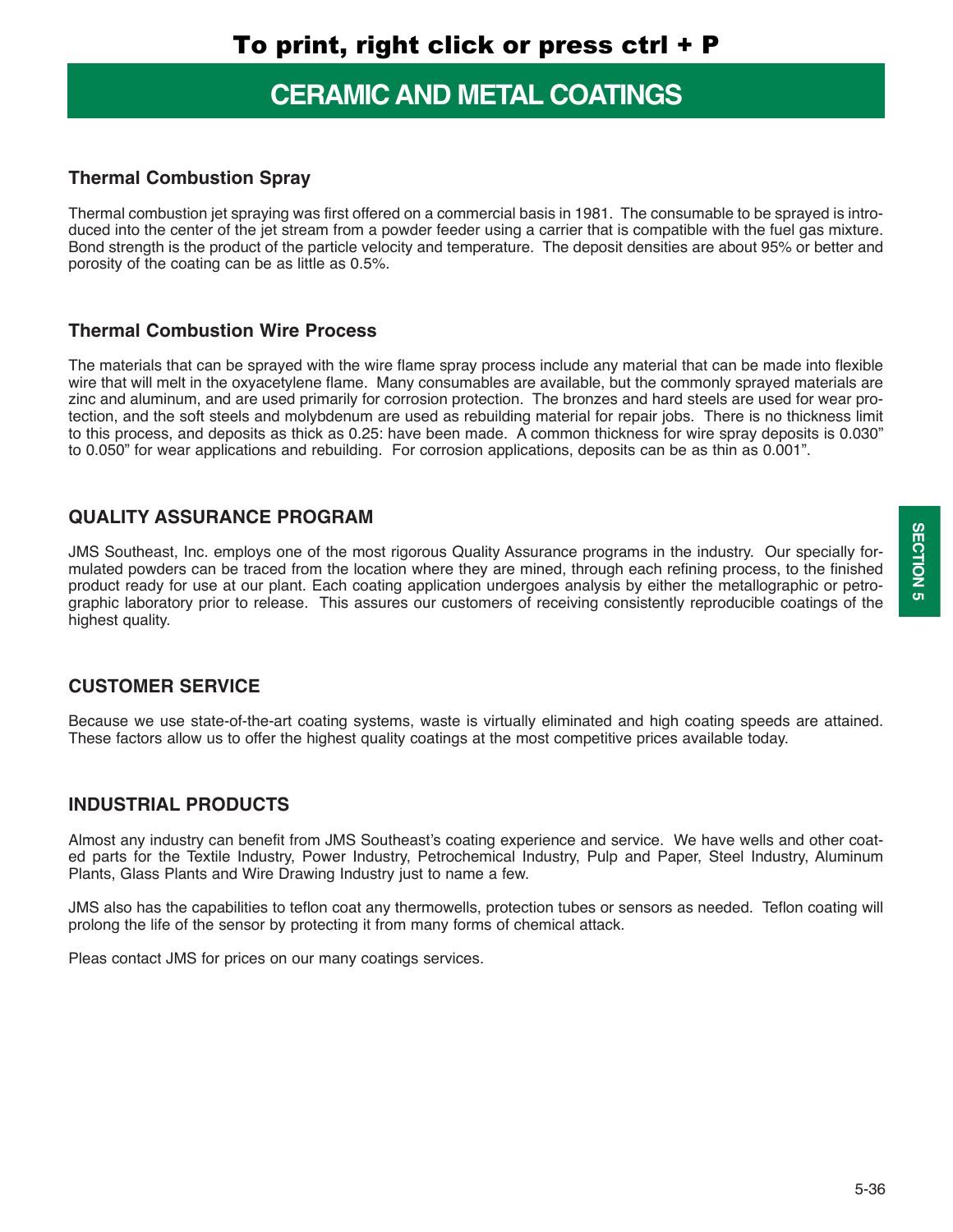# CERAMIC AND METAL COATINGS

### Thermal Combustion Spray

Thermal combustion jet spraying was first offered on a commercial basis in 1981. The consumable to be sprayed is introduced into the center of the jet stream from a powder feeder using a carrier that is compatible with the fuel gas mixture. Bond strength is the product of the particle velocity and temperature. The deposit densities are about 95% or better and porosity of the coating can be as little as 0.5%.

### Thermal Combustion Wire Process

The materials that can be sprayed with the wire flame spray process include any material that can be made into flexible wire that will melt in the oxyacetylene flame. Many consumables are available, but the commonly sprayed materials are zinc and aluminum, and are used primarily for corrosion protection. The bronzes and hard steels are used for wear protection, and the soft steels and molybdenum are used as rebuilding material for repair jobs. There is no thickness limit to this process, and deposits as thick as 0.25: have been made. A common thickness for wire spray deposits is 0.030" to 0.050" for wear applications and rebuilding. For corrosion applications, deposits can be as thin as 0.001".

## QUALITY ASSURANCE PROGRAM

JMS Southeast, Inc. employs one of the most rigorous Quality Assurance programs in the industry. Our specially formulated powders can be traced from the location where they are mined, through each refining process, to the finished product ready for use at our plant. Each coating application undergoes analysis by either the metallographic or petrographic laboratory prior to release. This assures our customers of receiving consistently reproducible coatings of the highest quality.

## CUSTOMER SERVICE

Because we use state-of-the-art coating systems, waste is virtually eliminated and high coating speeds are attained. These factors allow us to offer the highest quality coatings at the most competitive prices available today.

## INDUSTRIAL PRODUCTS

Almost any industry can benefit from JMS Southeast's coating experience and service. We have wells and other coated parts for the Textile Industry, Power Industry, Petrochemical Industry, Pulp and Paper, Steel Industry, Aluminum Plants, Glass Plants and Wire Drawing Industry just to name a few.

JMS also has the capabilities to teflon coat any thermowells, protection tubes or sensors as needed. Teflon coating will prolong the life of the sensor by protecting it from many forms of chemical attack.

Pleas contact JMS for prices on our many coatings services.